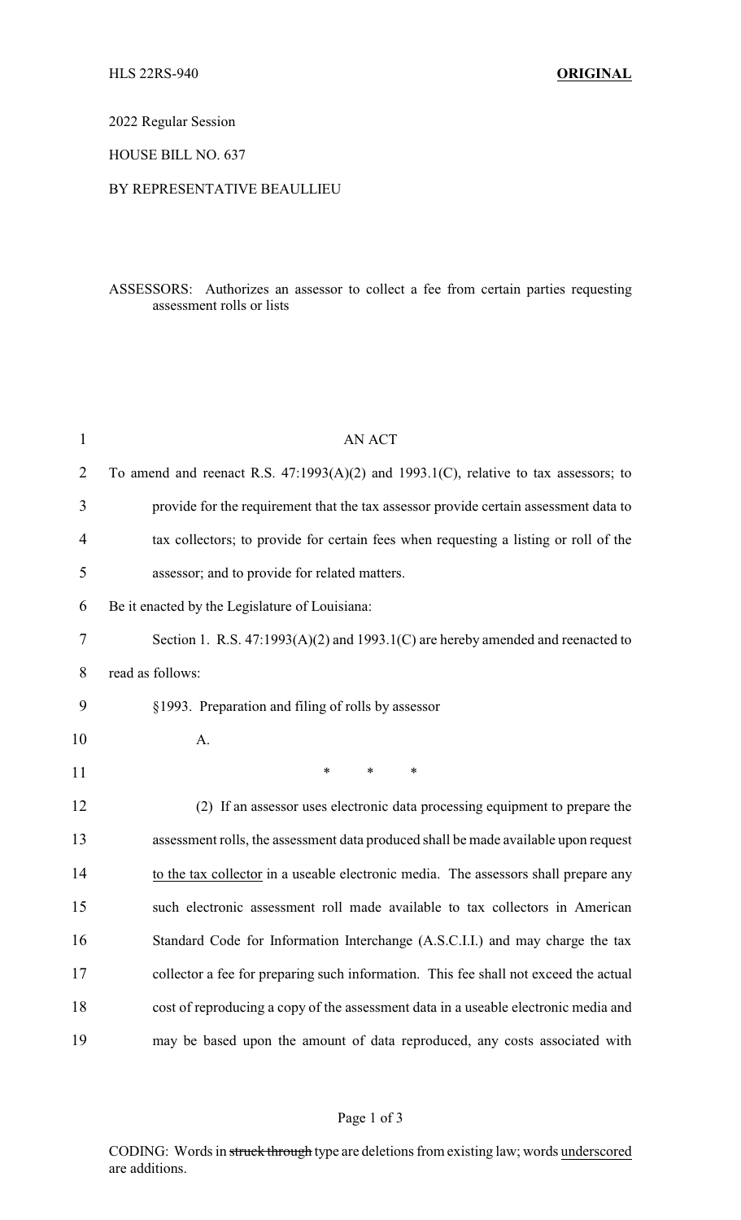HLS 22RS-940 **ORIGINAL**

2022 Regular Session

HOUSE BILL NO. 637

BY REPRESENTATIVE BEAULLIEU

ASSESSORS: Authorizes an assessor to collect a fee from certain parties requesting assessment rolls or lists

AN ACT

To amend and reenact R.S. 47:1993(A)(2) and 1993.1(C), relative to tax assessors; to provide for the requirement that the tax assessor provide certain assessment data to tax collectors; to provide for certain fees when requesting a listing or roll of the assessor; and to provide for related matters.

Be it enacted by the Legislature of Louisiana:

Section 1. R.S. 47:1993(A)(2) and 1993.1(C) are hereby amended and reenacted to read as follows:

§1993. Preparation and filing of rolls by assessor

A.

\* \* \*

(2) If an assessor uses electronic data processing equipment to prepare the assessment rolls, the assessment data produced shall be made available upon request <u>to the tax collector</u> in a useable electronic media. The assessors shall prepare any such electronic assessment roll made available to tax collectors in American Standard Code for Information Interchange (A.S.C.I.I.) and may charge the tax collector a fee for preparing such information. This fee shall not exceed the actual cost of reproducing a copy of the assessment data in a useable electronic media and may be based upon the amount of data reproduced, any costs associated with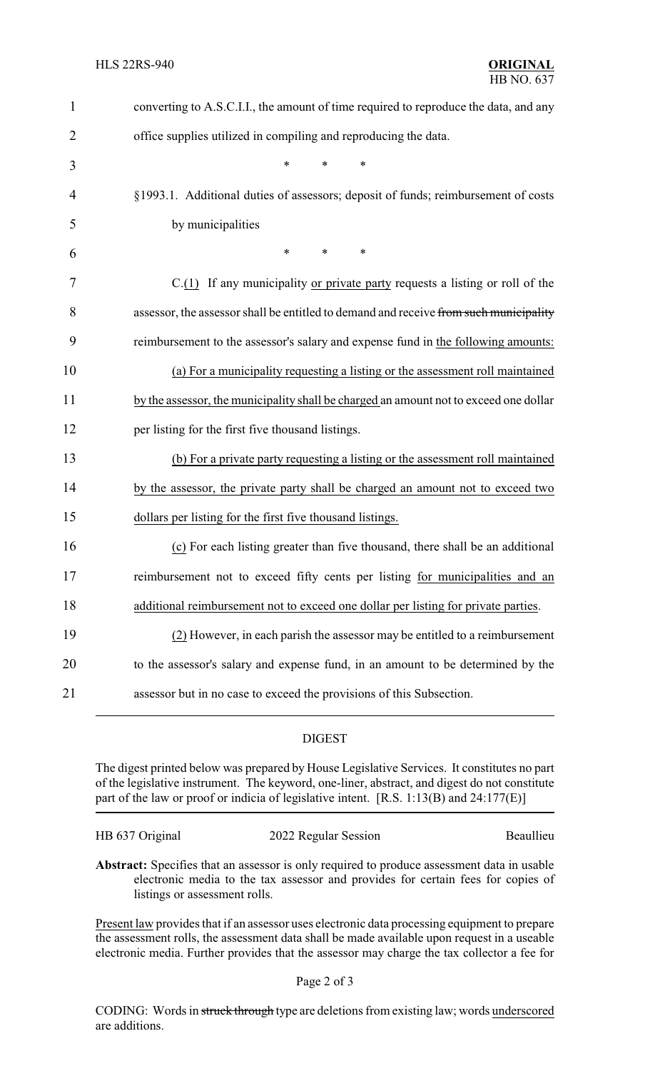converting to A.S.C.I.I., the amount of time required to reproduce the data, and any office supplies utilized in compiling and reproducing the data.

\* \* \*

§1993.1. Additional duties of assessors; deposit of funds; reimbursement of costs by municipalities

\* \* \*

C.(1) If any municipality or private party requests a listing or roll of the assessor, the assessor shall be entitled to demand and receive ~~from such municipality~~ reimbursement to the assessor's salary and expense fund in the following amounts:

(a) For a municipality requesting a listing or the assessment roll maintained by the assessor, the municipality shall be charged an amount not to exceed one dollar per listing for the first five thousand listings.

(b) For a private party requesting a listing or the assessment roll maintained by the assessor, the private party shall be charged an amount not to exceed two dollars per listing for the first five thousand listings.

(c) For each listing greater than five thousand, there shall be an additional reimbursement not to exceed fifty cents per listing for municipalities and an additional reimbursement not to exceed one dollar per listing for private parties.

(2) However, in each parish the assessor may be entitled to a reimbursement to the assessor's salary and expense fund, in an amount to be determined by the assessor but in no case to exceed the provisions of this Subsection.

## DIGEST

The digest printed below was prepared by House Legislative Services. It constitutes no part of the legislative instrument. The keyword, one-liner, abstract, and digest do not constitute part of the law or proof or indicia of legislative intent. [R.S. 1:13(B) and 24:177(E)]

HB 637 Original 2022 Regular Session Beaullieu

**Abstract:** Specifies that an assessor is only required to produce assessment data in usable electronic media to the tax assessor and provides for certain fees for copies of listings or assessment rolls.

Present law provides that if an assessor uses electronic data processing equipment to prepare the assessment rolls, the assessment data shall be made available upon request in a useable electronic media. Further provides that the assessor may charge the tax collector a fee for

CODING: Words in ~~struck through~~ type are deletions from existing law; words underscored are additions.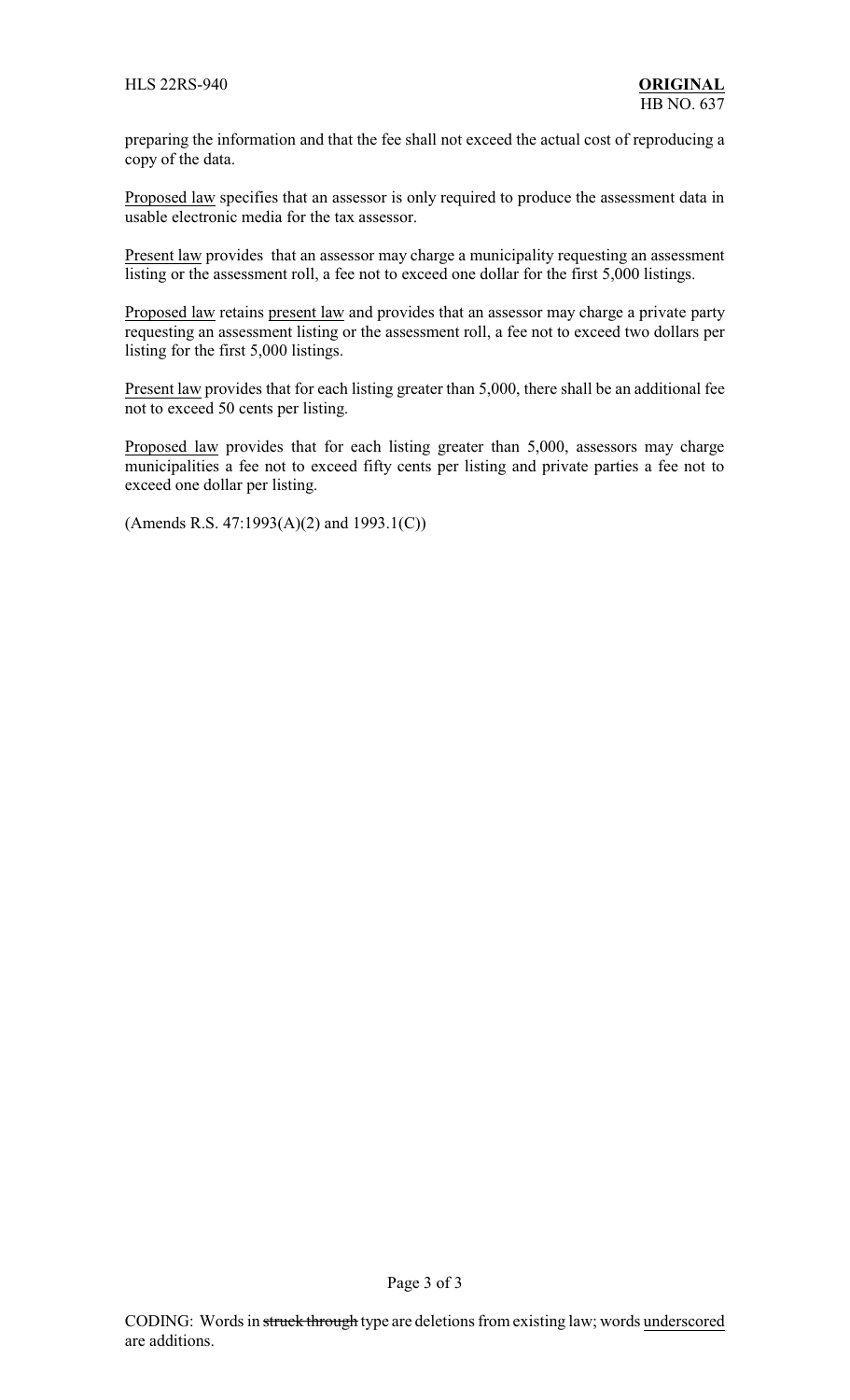preparing the information and that the fee shall not exceed the actual cost of reproducing a copy of the data.

Proposed law specifies that an assessor is only required to produce the assessment data in usable electronic media for the tax assessor.

Present law provides that an assessor may charge a municipality requesting an assessment listing or the assessment roll, a fee not to exceed one dollar for the first 5,000 listings.

Proposed law retains present law and provides that an assessor may charge a private party requesting an assessment listing or the assessment roll, a fee not to exceed two dollars per listing for the first 5,000 listings.

Present law provides that for each listing greater than 5,000, there shall be an additional fee not to exceed 50 cents per listing.

Proposed law provides that for each listing greater than 5,000, assessors may charge municipalities a fee not to exceed fifty cents per listing and private parties a fee not to exceed one dollar per listing.

(Amends R.S. 47:1993(A)(2) and 1993.1(C))